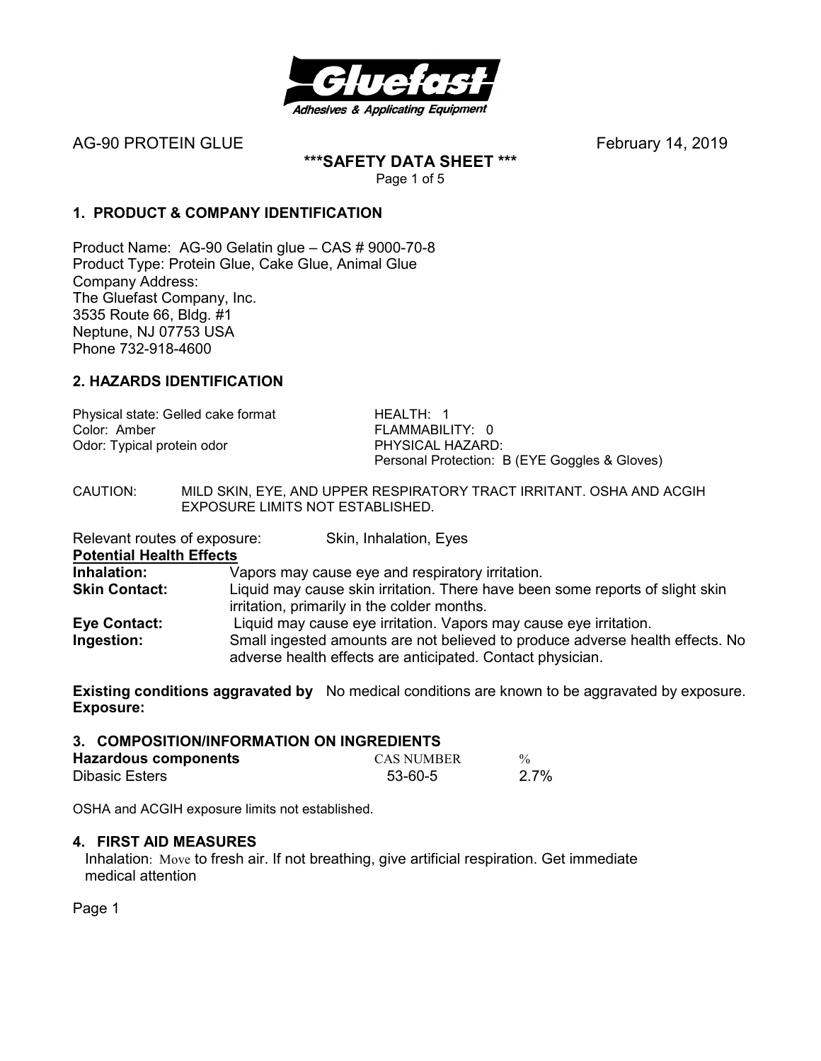AG-90 PROTEIN GLUE February 14, 2019

**\*\*\*SAFETY DATA SHEET \*\*\***

## 1. PRODUCT & COMPANY IDENTIFICATION

Product Name: AG-90 Gelatin glue – CAS # 9000-70-8
Product Type: Protein Glue, Cake Glue, Animal Glue
Company Address:
The Gluefast Company, Inc.
3535 Route 66, Bldg. #1
Neptune, NJ 07753 USA
Phone 732-918-4600

## 2. HAZARDS IDENTIFICATION

| | |
|---|---|
| Physical state: Gelled cake format | HEALTH: 1 |
| Color: Amber | FLAMMABILITY: 0 |
| Odor: Typical protein odor | PHYSICAL HAZARD: |
| | Personal Protection: B (EYE Goggles & Gloves) |

CAUTION: MILD SKIN, EYE, AND UPPER RESPIRATORY TRACT IRRITANT. OSHA AND ACGIH EXPOSURE LIMITS NOT ESTABLISHED.

Relevant routes of exposure: Skin, Inhalation, Eyes

**Potential Health Effects**

| | |
|---|---|
| **Inhalation:** | Vapors may cause eye and respiratory irritation. |
| **Skin Contact:** | Liquid may cause skin irritation. There have been some reports of slight skin irritation, primarily in the colder months. |
| **Eye Contact:** | Liquid may cause eye irritation. Vapors may cause eye irritation. |
| **Ingestion:** | Small ingested amounts are not believed to produce adverse health effects. No adverse health effects are anticipated. Contact physician. |

**Existing conditions aggravated by Exposure:** No medical conditions are known to be aggravated by exposure.

## 3. COMPOSITION/INFORMATION ON INGREDIENTS

| **Hazardous components** | CAS NUMBER | % |
|---|---|---|
| Dibasic Esters | 53-60-5 | 2.7% |

OSHA and ACGIH exposure limits not established.

## 4. FIRST AID MEASURES

Inhalation: Move to fresh air. If not breathing, give artificial respiration. Get immediate medical attention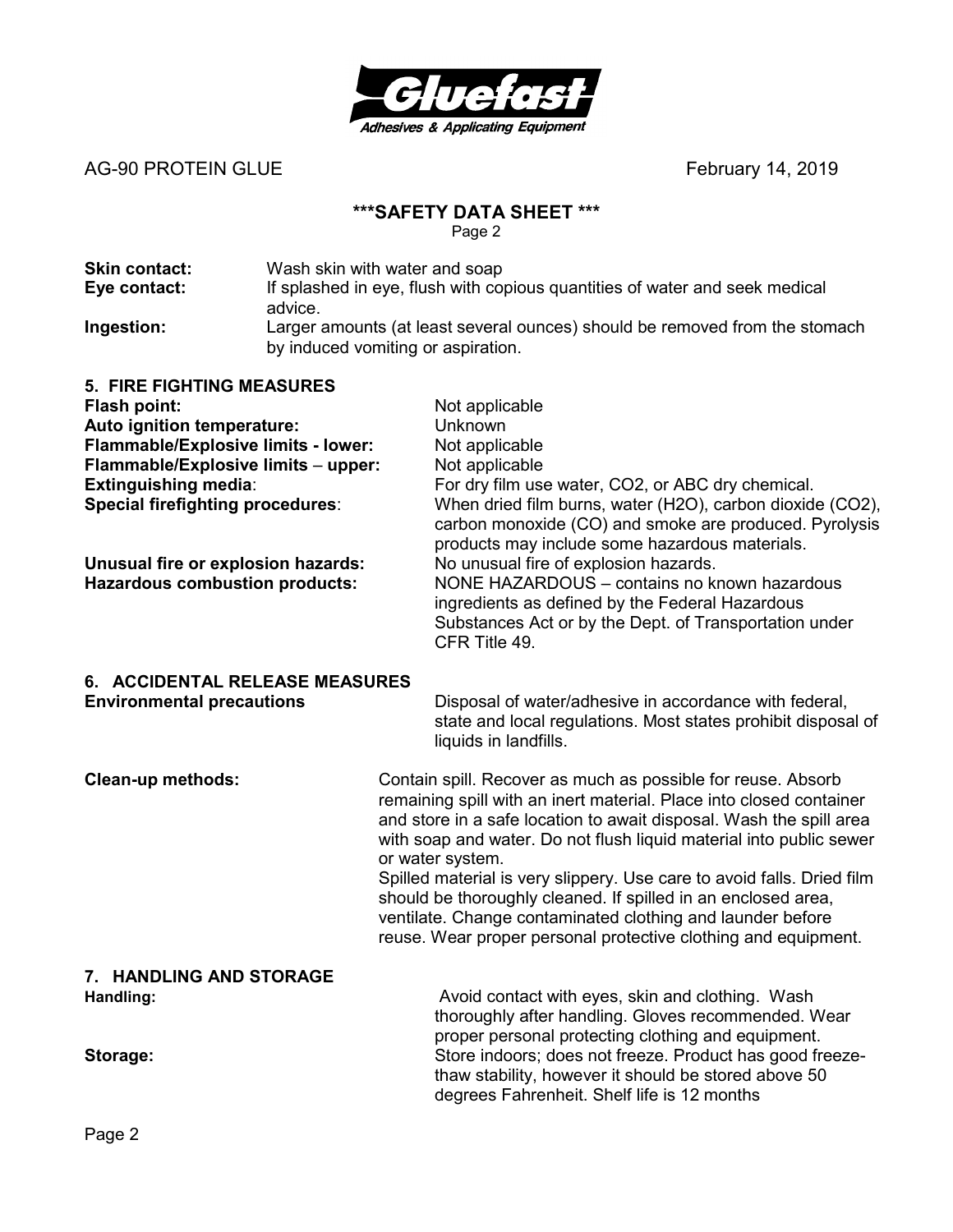**Skin contact:** Wash skin with water and soap

**Eye contact:** If splashed in eye, flush with copious quantities of water and seek medical advice.

**Ingestion:** Larger amounts (at least several ounces) should be removed from the stomach by induced vomiting or aspiration.

## 5. FIRE FIGHTING MEASURES

**Flash point:** Not applicable

**Auto ignition temperature:** Unknown

**Flammable/Explosive limits - lower:** Not applicable

**Flammable/Explosive limits – upper:** Not applicable

**Extinguishing media**: For dry film use water, CO2, or ABC dry chemical.

**Special firefighting procedures**: When dried film burns, water ($H_2O$), carbon dioxide ($CO_2$), carbon monoxide (CO) and smoke are produced. Pyrolysis products may include some hazardous materials.

**Unusual fire or explosion hazards:** No unusual fire of explosion hazards.

**Hazardous combustion products:** NONE HAZARDOUS – contains no known hazardous ingredients as defined by the Federal Hazardous Substances Act or by the Dept. of Transportation under CFR Title 49.

## 6. ACCIDENTAL RELEASE MEASURES

**Environmental precautions** Disposal of water/adhesive in accordance with federal, state and local regulations. Most states prohibit disposal of liquids in landfills.

**Clean-up methods:** Contain spill. Recover as much as possible for reuse. Absorb remaining spill with an inert material. Place into closed container and store in a safe location to await disposal. Wash the spill area with soap and water. Do not flush liquid material into public sewer or water system.
Spilled material is very slippery. Use care to avoid falls. Dried film should be thoroughly cleaned. If spilled in an enclosed area, ventilate. Change contaminated clothing and launder before reuse. Wear proper personal protective clothing and equipment.

## 7. HANDLING AND STORAGE

**Handling:** Avoid contact with eyes, skin and clothing. Wash thoroughly after handling. Gloves recommended. Wear proper personal protecting clothing and equipment.

**Storage:** Store indoors; does not freeze. Product has good freeze-thaw stability, however it should be stored above 50 degrees Fahrenheit. Shelf life is 12 months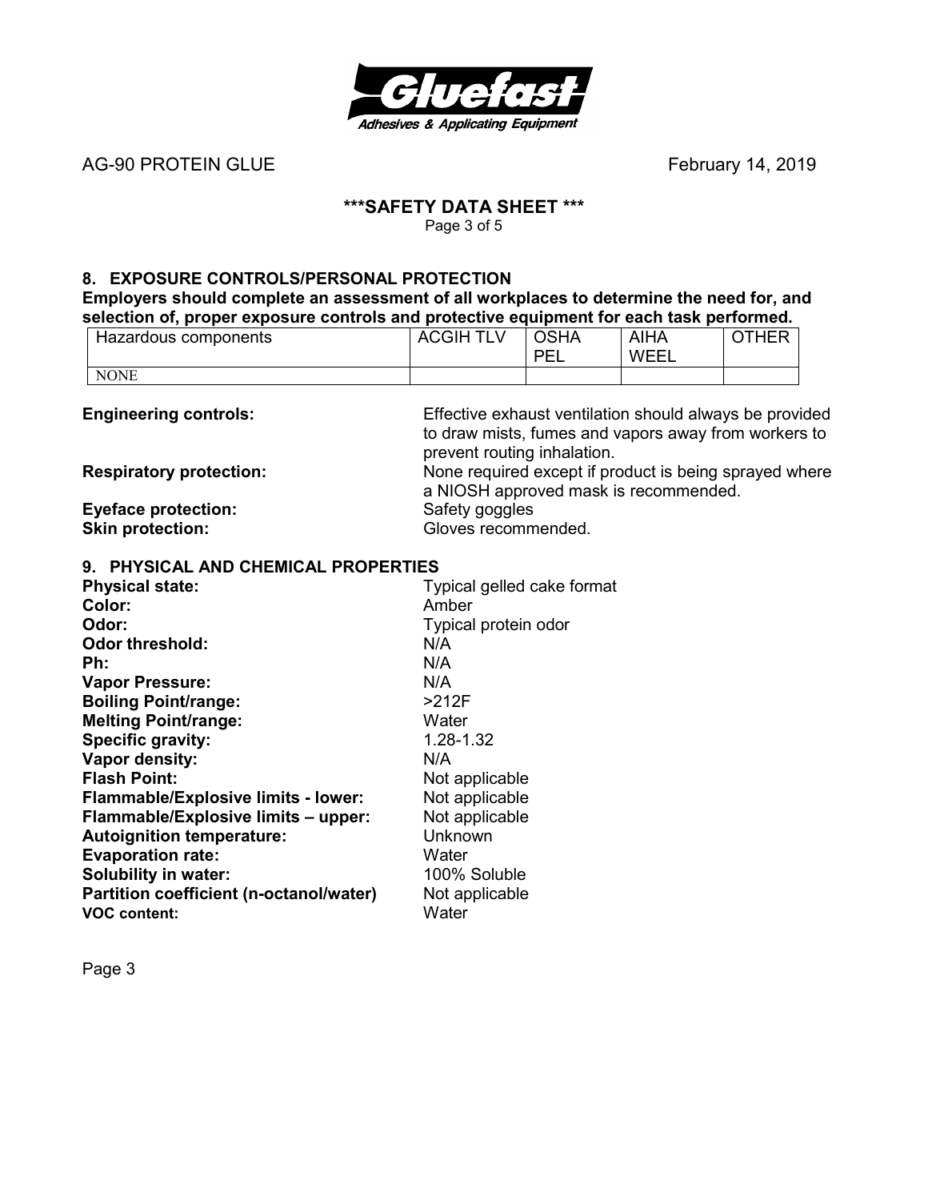## 8. EXPOSURE CONTROLS/PERSONAL PROTECTION

**Employers should complete an assessment of all workplaces to determine the need for, and selection of, proper exposure controls and protective equipment for each task performed.**

| Hazardous components | ACGIH TLV | OSHA PEL | AIHA WEEL | OTHER |
|---|---|---|---|---|
| NONE | | | | |

**Engineering controls:** Effective exhaust ventilation should always be provided to draw mists, fumes and vapors away from workers to prevent routing inhalation.

**Respiratory protection:** None required except if product is being sprayed where a NIOSH approved mask is recommended.

**Eyeface protection:** Safety goggles

**Skin protection:** Gloves recommended.

## 9. PHYSICAL AND CHEMICAL PROPERTIES

**Physical state:** Typical gelled cake format
**Color:** Amber
**Odor:** Typical protein odor
**Odor threshold:** N/A
**Ph:** N/A
**Vapor Pressure:** N/A
**Boiling Point/range:** >212F
**Melting Point/range:** Water
**Specific gravity:** 1.28-1.32
**Vapor density:** N/A
**Flash Point:** Not applicable
**Flammable/Explosive limits - lower:** Not applicable
**Flammable/Explosive limits – upper:** Not applicable
**Autoignition temperature:** Unknown
**Evaporation rate:** Water
**Solubility in water:** 100% Soluble
**Partition coefficient (n-octanol/water)** Not applicable
**VOC content:** Water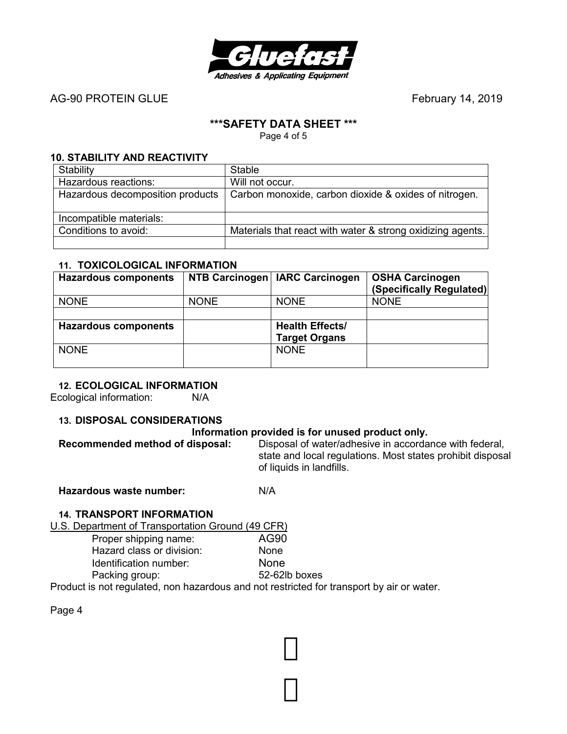AG-90 PROTEIN GLUE February 14, 2019

## \*\*\*SAFETY DATA SHEET \*\*\*

### 10. STABILITY AND REACTIVITY

| Stability | Stable |
|---|---|
| Hazardous reactions: | Will not occur. |
| Hazardous decomposition products | Carbon monoxide, carbon dioxide & oxides of nitrogen. |
| Incompatible materials: | |
| Conditions to avoid: | Materials that react with water & strong oxidizing agents. |
| | |

### 11. TOXICOLOGICAL INFORMATION

| Hazardous components | NTB Carcinogen | IARC Carcinogen | OSHA Carcinogen (Specifically Regulated) |
|---|---|---|---|
| NONE | NONE | NONE | NONE |
| | | | |
| **Hazardous components** | | **Health Effects/ Target Organs** | |
| NONE | | NONE | |

### 12. ECOLOGICAL INFORMATION

Ecological information: N/A

### 13. DISPOSAL CONSIDERATIONS

**Information provided is for unused product only.**

**Recommended method of disposal:** Disposal of water/adhesive in accordance with federal, state and local regulations. Most states prohibit disposal of liquids in landfills.

**Hazardous waste number:** N/A

### 14. TRANSPORT INFORMATION

U.S. Department of Transportation Ground (49 CFR)

- Proper shipping name: AG90
- Hazard class or division: None
- Identification number: None
- Packing group: 52-62lb boxes

Product is not regulated, non hazardous and not restricted for transport by air or water.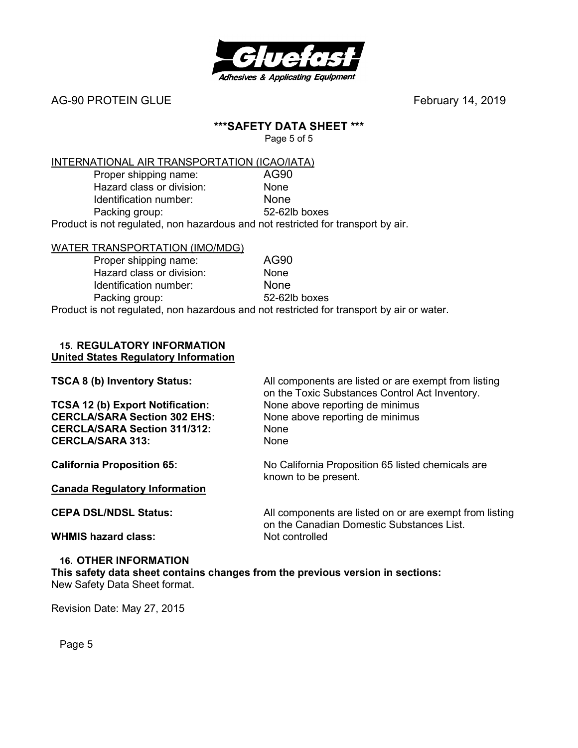INTERNATIONAL AIR TRANSPORTATION (ICAO/IATA)

| | |
|---|---|
| Proper shipping name: | AG90 |
| Hazard class or division: | None |
| Identification number: | None |
| Packing group: | 52-62lb boxes |

Product is not regulated, non hazardous and not restricted for transport by air.

WATER TRANSPORTATION (IMO/MDG)

| | |
|---|---|
| Proper shipping name: | AG90 |
| Hazard class or division: | None |
| Identification number: | None |
| Packing group: | 52-62lb boxes |

Product is not regulated, non hazardous and not restricted for transport by air or water.

## 15. REGULATORY INFORMATION

### United States Regulatory Information

**TSCA 8 (b) Inventory Status:** All components are listed or are exempt from listing on the Toxic Substances Control Act Inventory.

**TCSA 12 (b) Export Notification:** None above reporting de minimus

**CERCLA/SARA Section 302 EHS:** None above reporting de minimus

**CERCLA/SARA Section 311/312:** None

**CERCLA/SARA 313:** None

**California Proposition 65:** No California Proposition 65 listed chemicals are known to be present.

### Canada Regulatory Information

**CEPA DSL/NDSL Status:** All components are listed on or are exempt from listing on the Canadian Domestic Substances List.

**WHMIS hazard class:** Not controlled

## 16. OTHER INFORMATION

**This safety data sheet contains changes from the previous version in sections:**
New Safety Data Sheet format.

Revision Date: May 27, 2015